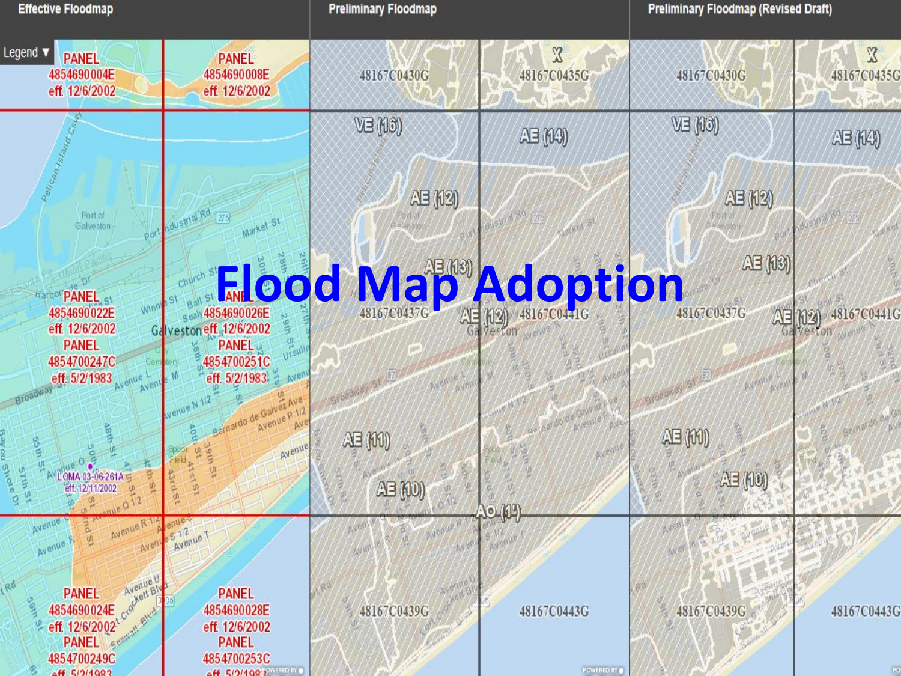# Flood Map Adoption

| Effective Floodmap | Preliminary Floodmap | Preliminary Floodmap (Revised Draft) |
| --- | --- | --- |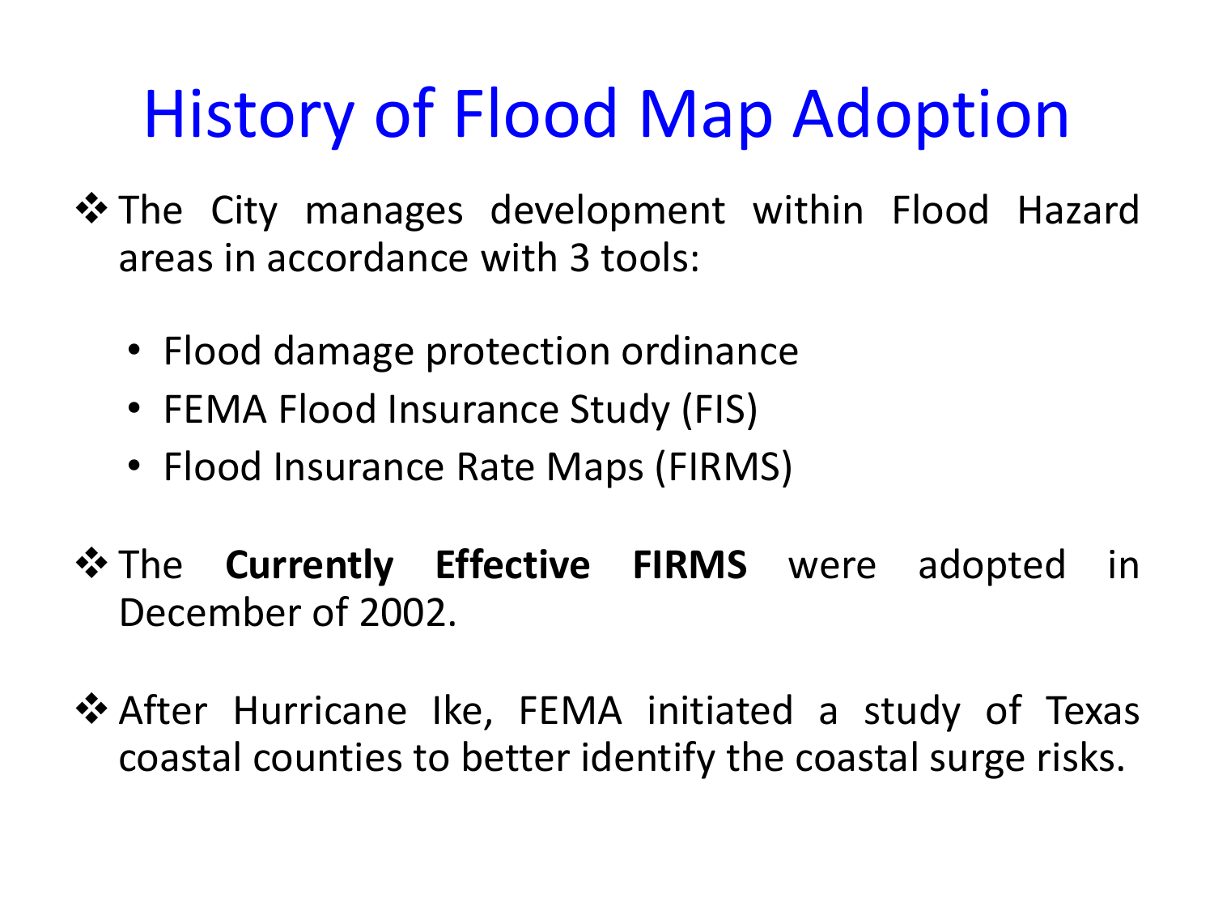# History of Flood Map Adoption

- The City manages development within Flood Hazard areas in accordance with 3 tools:
  - Flood damage protection ordinance
  - FEMA Flood Insurance Study (FIS)
  - Flood Insurance Rate Maps (FIRMS)
- The **Currently Effective FIRMS** were adopted in December of 2002.
- After Hurricane Ike, FEMA initiated a study of Texas coastal counties to better identify the coastal surge risks.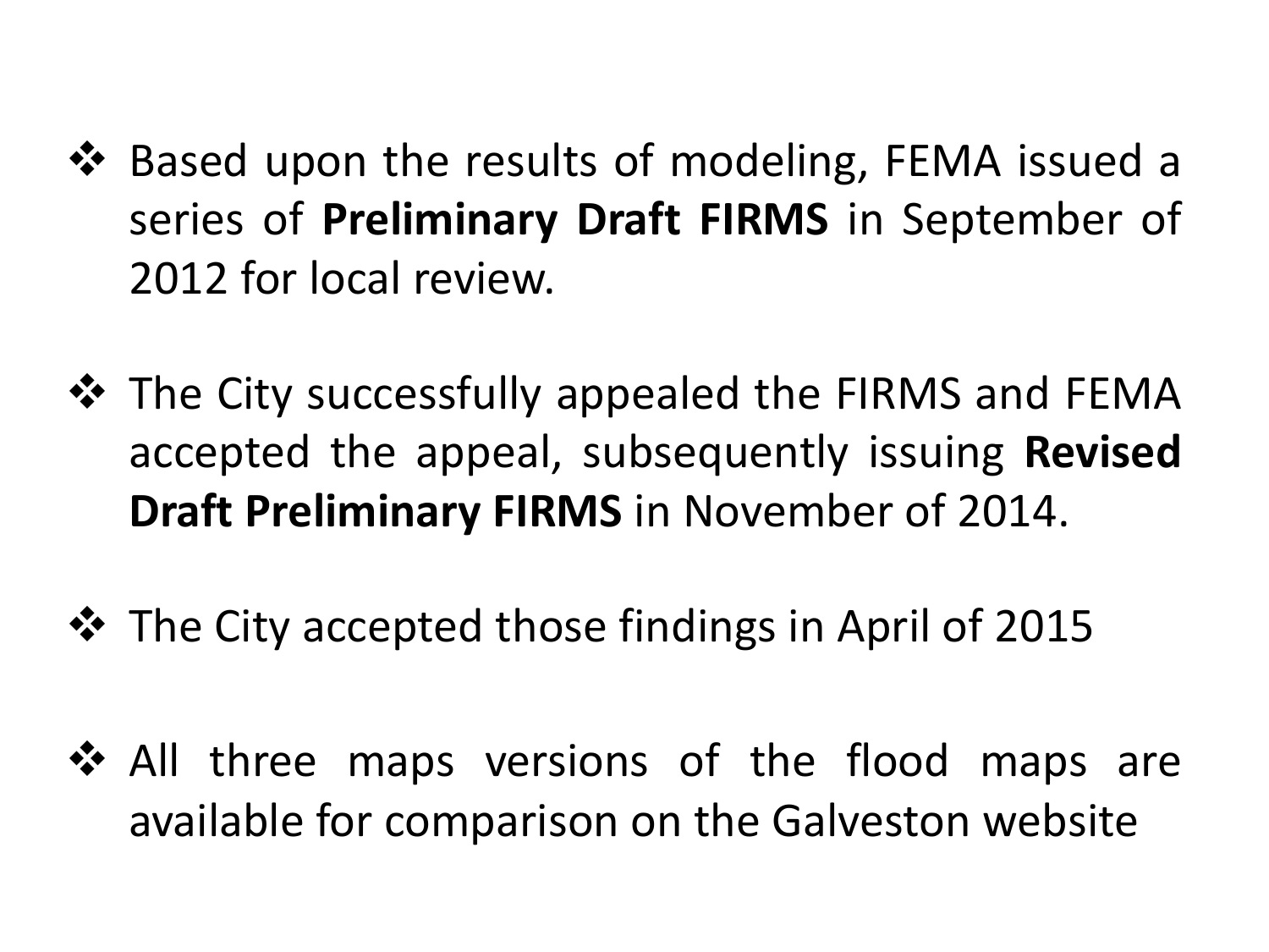- Based upon the results of modeling, FEMA issued a series of **Preliminary Draft FIRMS** in September of 2012 for local review.

- The City successfully appealed the FIRMS and FEMA accepted the appeal, subsequently issuing **Revised Draft Preliminary FIRMS** in November of 2014.

- The City accepted those findings in April of 2015

- All three maps versions of the flood maps are available for comparison on the Galveston website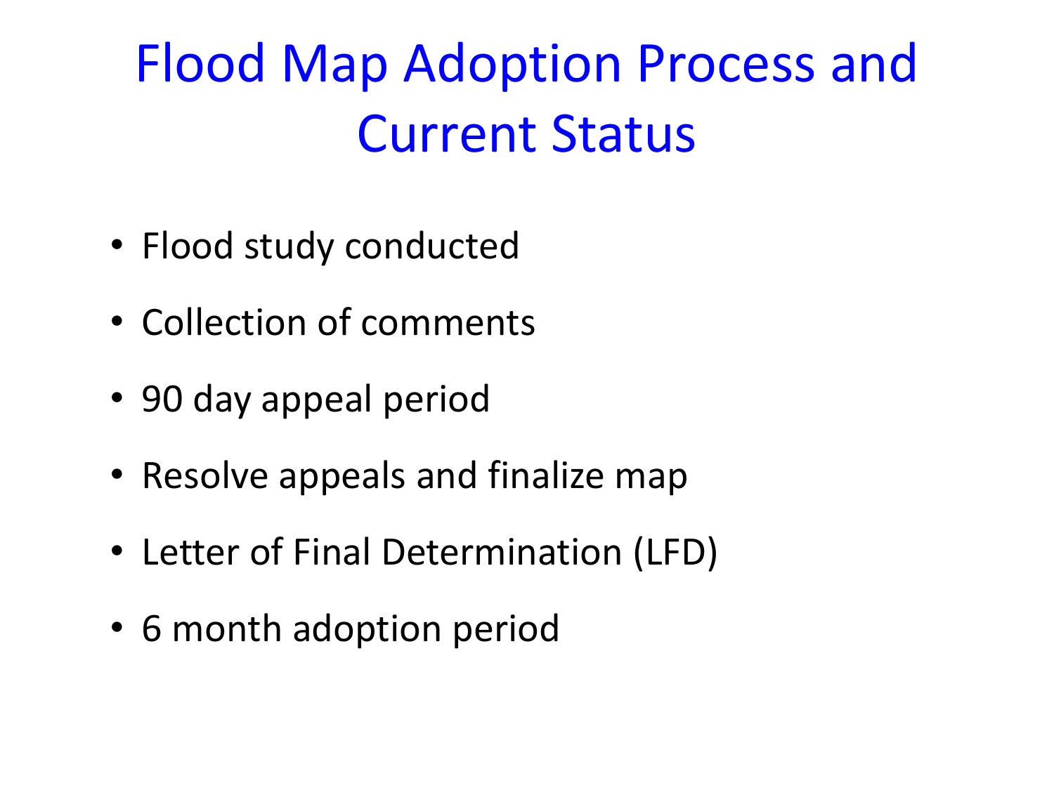# Flood Map Adoption Process and Current Status

- Flood study conducted
- Collection of comments
- 90 day appeal period
- Resolve appeals and finalize map
- Letter of Final Determination (LFD)
- 6 month adoption period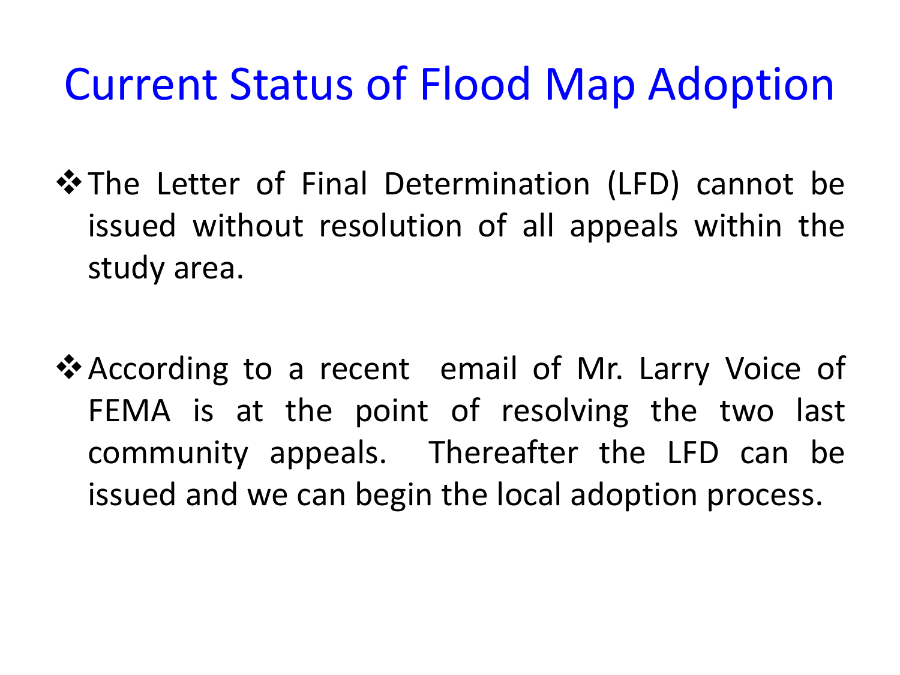# Current Status of Flood Map Adoption

- The Letter of Final Determination (LFD) cannot be issued without resolution of all appeals within the study area.

- According to a recent email of Mr. Larry Voice of FEMA is at the point of resolving the two last community appeals. Thereafter the LFD can be issued and we can begin the local adoption process.